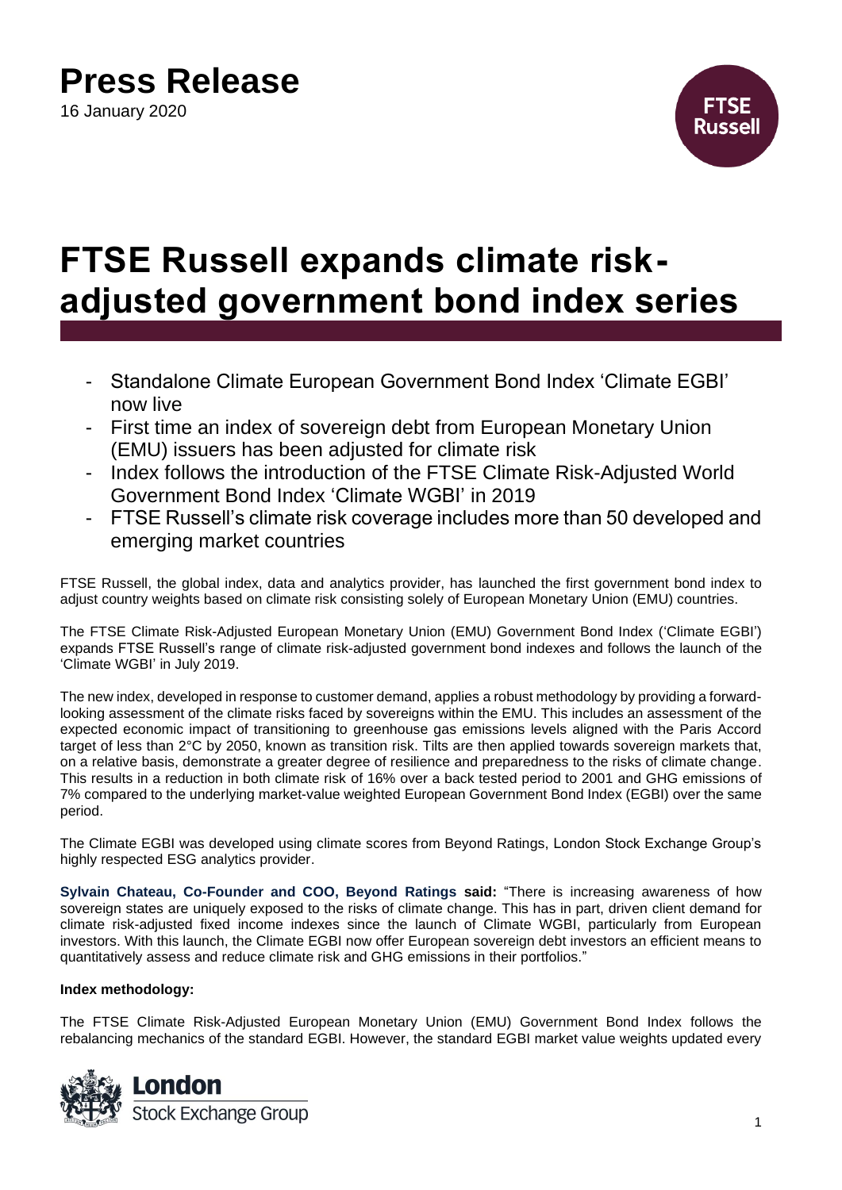# Press Release

16 January 2020

# FTSE Russell expands climate risk-adjusted government bond index series

- Standalone Climate European Government Bond Index 'Climate EGBI' now live
- First time an index of sovereign debt from European Monetary Union (EMU) issuers has been adjusted for climate risk
- Index follows the introduction of the FTSE Climate Risk-Adjusted World Government Bond Index 'Climate WGBI' in 2019
- FTSE Russell's climate risk coverage includes more than 50 developed and emerging market countries

FTSE Russell, the global index, data and analytics provider, has launched the first government bond index to adjust country weights based on climate risk consisting solely of European Monetary Union (EMU) countries.

The FTSE Climate Risk-Adjusted European Monetary Union (EMU) Government Bond Index ('Climate EGBI') expands FTSE Russell's range of climate risk-adjusted government bond indexes and follows the launch of the 'Climate WGBI' in July 2019.

The new index, developed in response to customer demand, applies a robust methodology by providing a forward-looking assessment of the climate risks faced by sovereigns within the EMU. This includes an assessment of the expected economic impact of transitioning to greenhouse gas emissions levels aligned with the Paris Accord target of less than 2°C by 2050, known as transition risk. Tilts are then applied towards sovereign markets that, on a relative basis, demonstrate a greater degree of resilience and preparedness to the risks of climate change. This results in a reduction in both climate risk of 16% over a back tested period to 2001 and GHG emissions of 7% compared to the underlying market-value weighted European Government Bond Index (EGBI) over the same period.

The Climate EGBI was developed using climate scores from Beyond Ratings, London Stock Exchange Group's highly respected ESG analytics provider.

**Sylvain Chateau, Co-Founder and COO, Beyond Ratings said:** "There is increasing awareness of how sovereign states are uniquely exposed to the risks of climate change. This has in part, driven client demand for climate risk-adjusted fixed income indexes since the launch of Climate WGBI, particularly from European investors. With this launch, the Climate EGBI now offer European sovereign debt investors an efficient means to quantitatively assess and reduce climate risk and GHG emissions in their portfolios."

**Index methodology:**

The FTSE Climate Risk-Adjusted European Monetary Union (EMU) Government Bond Index follows the rebalancing mechanics of the standard EGBI. However, the standard EGBI market value weights updated every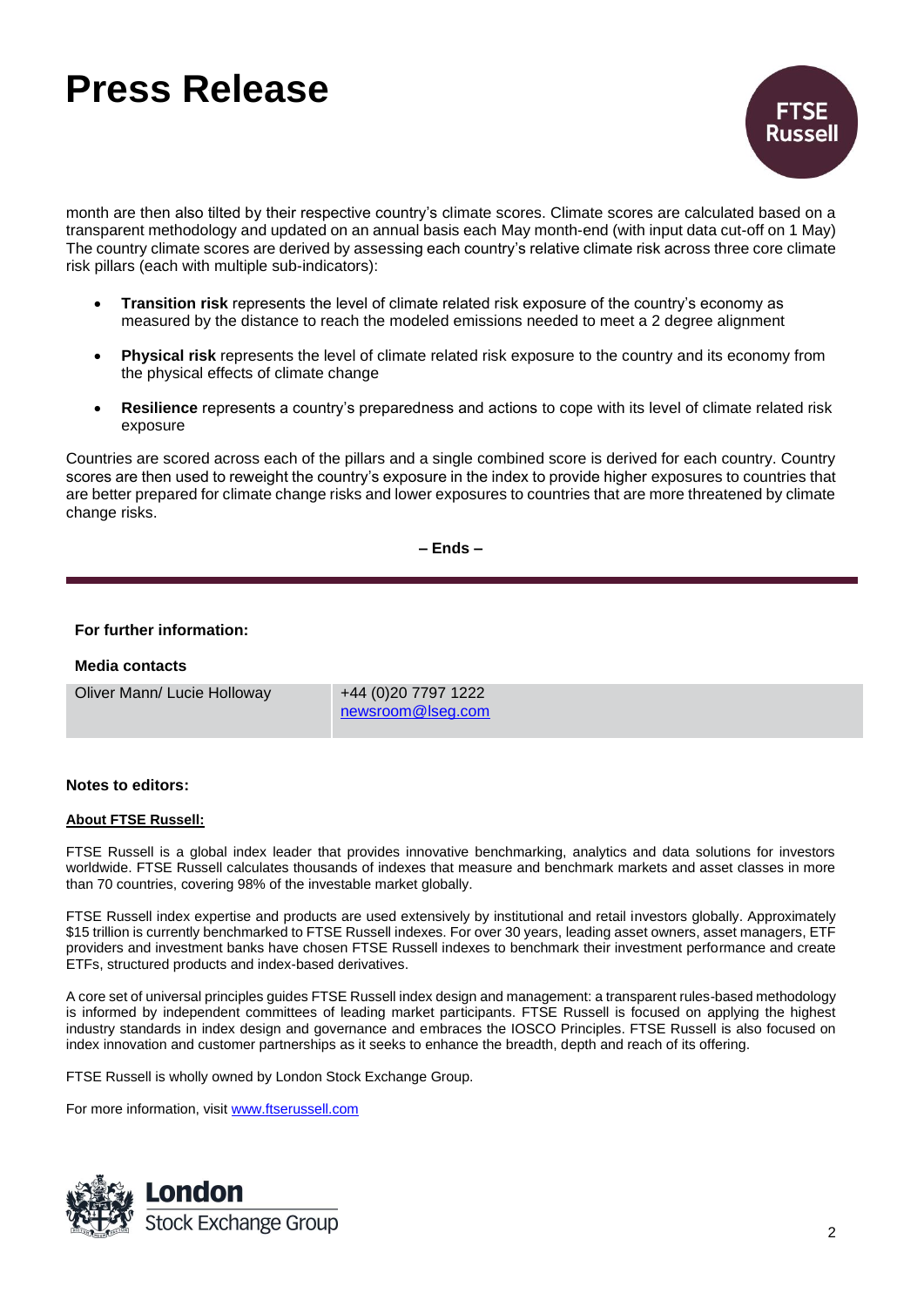month are then also tilted by their respective country's climate scores. Climate scores are calculated based on a transparent methodology and updated on an annual basis each May month-end (with input data cut-off on 1 May) The country climate scores are derived by assessing each country's relative climate risk across three core climate risk pillars (each with multiple sub-indicators):

- **Transition risk** represents the level of climate related risk exposure of the country's economy as measured by the distance to reach the modeled emissions needed to meet a 2 degree alignment
- **Physical risk** represents the level of climate related risk exposure to the country and its economy from the physical effects of climate change
- **Resilience** represents a country's preparedness and actions to cope with its level of climate related risk exposure

Countries are scored across each of the pillars and a single combined score is derived for each country. Country scores are then used to reweight the country's exposure in the index to provide higher exposures to countries that are better prepared for climate change risks and lower exposures to countries that are more threatened by climate change risks.

**– Ends –**

---

**For further information:**

**Media contacts**

| | |
|---|---|
| Oliver Mann/ Lucie Holloway | +44 (0)20 7797 1222<br>newsroom@lseg.com |

**Notes to editors:**

**About FTSE Russell:**

FTSE Russell is a global index leader that provides innovative benchmarking, analytics and data solutions for investors worldwide. FTSE Russell calculates thousands of indexes that measure and benchmark markets and asset classes in more than 70 countries, covering 98% of the investable market globally.

FTSE Russell index expertise and products are used extensively by institutional and retail investors globally. Approximately $15 trillion is currently benchmarked to FTSE Russell indexes. For over 30 years, leading asset owners, asset managers, ETF providers and investment banks have chosen FTSE Russell indexes to benchmark their investment performance and create ETFs, structured products and index-based derivatives.

A core set of universal principles guides FTSE Russell index design and management: a transparent rules-based methodology is informed by independent committees of leading market participants. FTSE Russell is focused on applying the highest industry standards in index design and governance and embraces the IOSCO Principles. FTSE Russell is also focused on index innovation and customer partnerships as it seeks to enhance the breadth, depth and reach of its offering.

FTSE Russell is wholly owned by London Stock Exchange Group.

For more information, visit www.ftserussell.com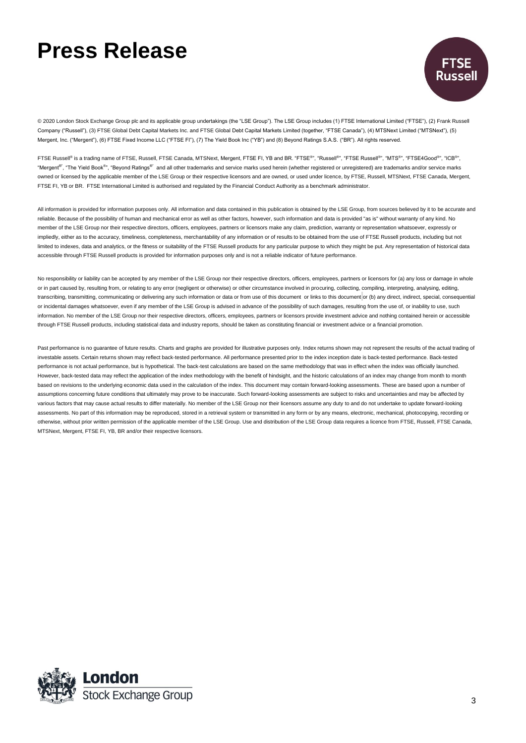# Press Release

© 2020 London Stock Exchange Group plc and its applicable group undertakings (the "LSE Group"). The LSE Group includes (1) FTSE International Limited ("FTSE"), (2) Frank Russell Company ("Russell"), (3) FTSE Global Debt Capital Markets Inc. and FTSE Global Debt Capital Markets Limited (together, "FTSE Canada"), (4) MTSNext Limited ("MTSNext"), (5) Mergent, Inc. ("Mergent"), (6) FTSE Fixed Income LLC ("FTSE FI"), (7) The Yield Book Inc ("YB") and (8) Beyond Ratings S.A.S. ("BR"). All rights reserved.

FTSE Russell® is a trading name of FTSE, Russell, FTSE Canada, MTSNext, Mergent, FTSE FI, YB and BR. "FTSE®", "Russell®", "FTSE Russell®", "MTS®", "FTSE4Good®", "ICB®", "Mergent®", "The Yield Book®", "Beyond Ratings®" and all other trademarks and service marks used herein (whether registered or unregistered) are trademarks and/or service marks owned or licensed by the applicable member of the LSE Group or their respective licensors and are owned, or used under licence, by FTSE, Russell, MTSNext, FTSE Canada, Mergent, FTSE FI, YB or BR. FTSE International Limited is authorised and regulated by the Financial Conduct Authority as a benchmark administrator.

All information is provided for information purposes only. All information and data contained in this publication is obtained by the LSE Group, from sources believed by it to be accurate and reliable. Because of the possibility of human and mechanical error as well as other factors, however, such information and data is provided "as is" without warranty of any kind. No member of the LSE Group nor their respective directors, officers, employees, partners or licensors make any claim, prediction, warranty or representation whatsoever, expressly or impliedly, either as to the accuracy, timeliness, completeness, merchantability of any information or of results to be obtained from the use of FTSE Russell products, including but not limited to indexes, data and analytics, or the fitness or suitability of the FTSE Russell products for any particular purpose to which they might be put. Any representation of historical data accessible through FTSE Russell products is provided for information purposes only and is not a reliable indicator of future performance.

No responsibility or liability can be accepted by any member of the LSE Group nor their respective directors, officers, employees, partners or licensors for (a) any loss or damage in whole or in part caused by, resulting from, or relating to any error (negligent or otherwise) or other circumstance involved in procuring, collecting, compiling, interpreting, analysing, editing, transcribing, transmitting, communicating or delivering any such information or data or from use of this document or links to this document or (b) any direct, indirect, special, consequential or incidental damages whatsoever, even if any member of the LSE Group is advised in advance of the possibility of such damages, resulting from the use of, or inability to use, such information. No member of the LSE Group nor their respective directors, officers, employees, partners or licensors provide investment advice and nothing contained herein or accessible through FTSE Russell products, including statistical data and industry reports, should be taken as constituting financial or investment advice or a financial promotion.

Past performance is no guarantee of future results. Charts and graphs are provided for illustrative purposes only. Index returns shown may not represent the results of the actual trading of investable assets. Certain returns shown may reflect back-tested performance. All performance presented prior to the index inception date is back-tested performance. Back-tested performance is not actual performance, but is hypothetical. The back-test calculations are based on the same methodology that was in effect when the index was officially launched. However, back-tested data may reflect the application of the index methodology with the benefit of hindsight, and the historic calculations of an index may change from month to month based on revisions to the underlying economic data used in the calculation of the index. This document may contain forward-looking assessments. These are based upon a number of assumptions concerning future conditions that ultimately may prove to be inaccurate. Such forward-looking assessments are subject to risks and uncertainties and may be affected by various factors that may cause actual results to differ materially. No member of the LSE Group nor their licensors assume any duty to and do not undertake to update forward-looking assessments. No part of this information may be reproduced, stored in a retrieval system or transmitted in any form or by any means, electronic, mechanical, photocopying, recording or otherwise, without prior written permission of the applicable member of the LSE Group. Use and distribution of the LSE Group data requires a licence from FTSE, Russell, FTSE Canada, MTSNext, Mergent, FTSE FI, YB, BR and/or their respective licensors.